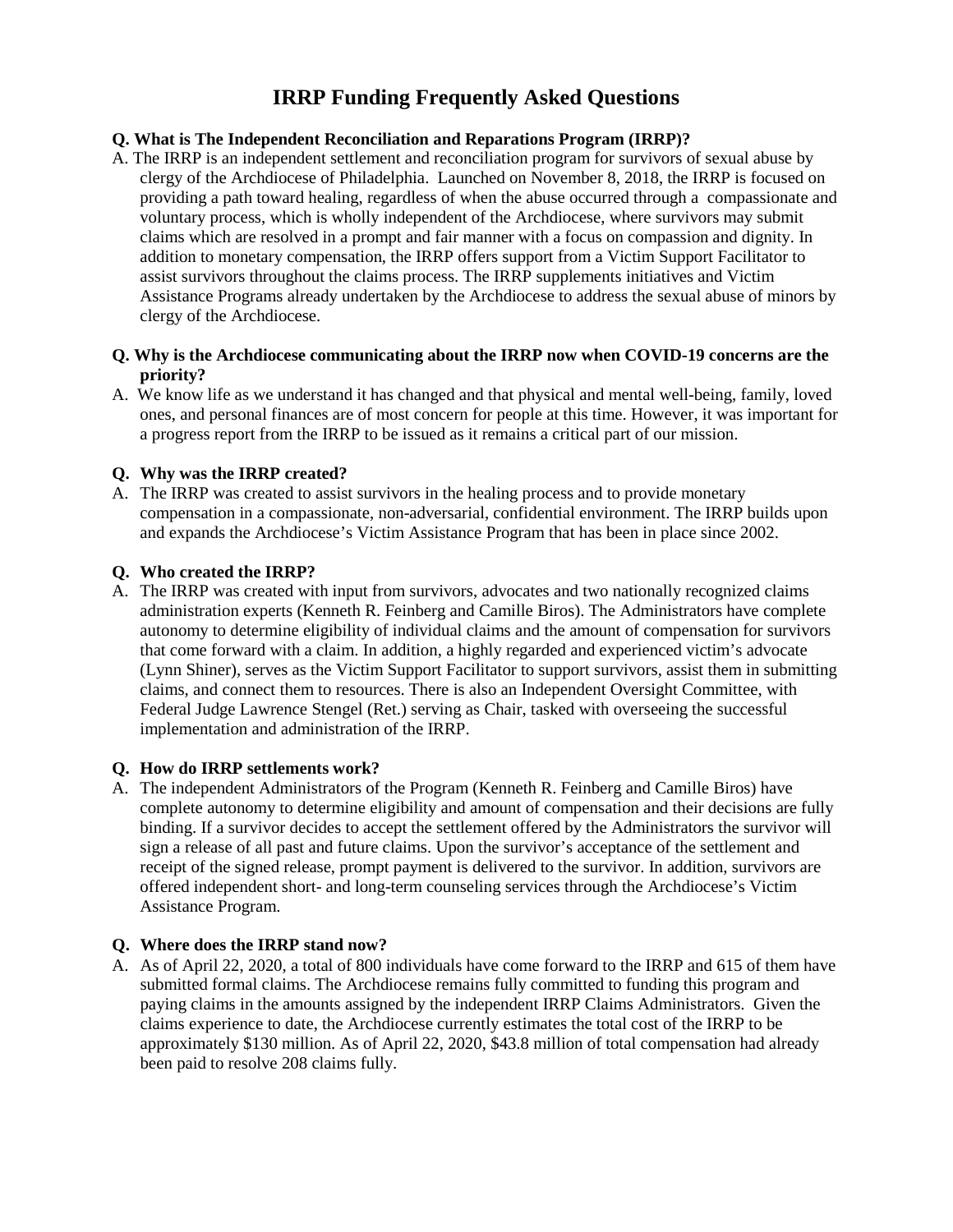# IRRP Funding Frequently Asked Questions

**Q. What is The Independent Reconciliation and Reparations Program (IRRP)?**

A. The IRRP is an independent settlement and reconciliation program for survivors of sexual abuse by clergy of the Archdiocese of Philadelphia. Launched on November 8, 2018, the IRRP is focused on providing a path toward healing, regardless of when the abuse occurred through a compassionate and voluntary process, which is wholly independent of the Archdiocese, where survivors may submit claims which are resolved in a prompt and fair manner with a focus on compassion and dignity. In addition to monetary compensation, the IRRP offers support from a Victim Support Facilitator to assist survivors throughout the claims process. The IRRP supplements initiatives and Victim Assistance Programs already undertaken by the Archdiocese to address the sexual abuse of minors by clergy of the Archdiocese.

**Q. Why is the Archdiocese communicating about the IRRP now when COVID-19 concerns are the priority?**

A. We know life as we understand it has changed and that physical and mental well-being, family, loved ones, and personal finances are of most concern for people at this time. However, it was important for a progress report from the IRRP to be issued as it remains a critical part of our mission.

**Q. Why was the IRRP created?**

A. The IRRP was created to assist survivors in the healing process and to provide monetary compensation in a compassionate, non-adversarial, confidential environment. The IRRP builds upon and expands the Archdiocese's Victim Assistance Program that has been in place since 2002.

**Q. Who created the IRRP?**

A. The IRRP was created with input from survivors, advocates and two nationally recognized claims administration experts (Kenneth R. Feinberg and Camille Biros). The Administrators have complete autonomy to determine eligibility of individual claims and the amount of compensation for survivors that come forward with a claim. In addition, a highly regarded and experienced victim's advocate (Lynn Shiner), serves as the Victim Support Facilitator to support survivors, assist them in submitting claims, and connect them to resources. There is also an Independent Oversight Committee, with Federal Judge Lawrence Stengel (Ret.) serving as Chair, tasked with overseeing the successful implementation and administration of the IRRP.

**Q. How do IRRP settlements work?**

A. The independent Administrators of the Program (Kenneth R. Feinberg and Camille Biros) have complete autonomy to determine eligibility and amount of compensation and their decisions are fully binding. If a survivor decides to accept the settlement offered by the Administrators the survivor will sign a release of all past and future claims. Upon the survivor's acceptance of the settlement and receipt of the signed release, prompt payment is delivered to the survivor. In addition, survivors are offered independent short- and long-term counseling services through the Archdiocese's Victim Assistance Program.

**Q. Where does the IRRP stand now?**

A. As of April 22, 2020, a total of 800 individuals have come forward to the IRRP and 615 of them have submitted formal claims. The Archdiocese remains fully committed to funding this program and paying claims in the amounts assigned by the independent IRRP Claims Administrators. Given the claims experience to date, the Archdiocese currently estimates the total cost of the IRRP to be approximately $130 million. As of April 22, 2020, $43.8 million of total compensation had already been paid to resolve 208 claims fully.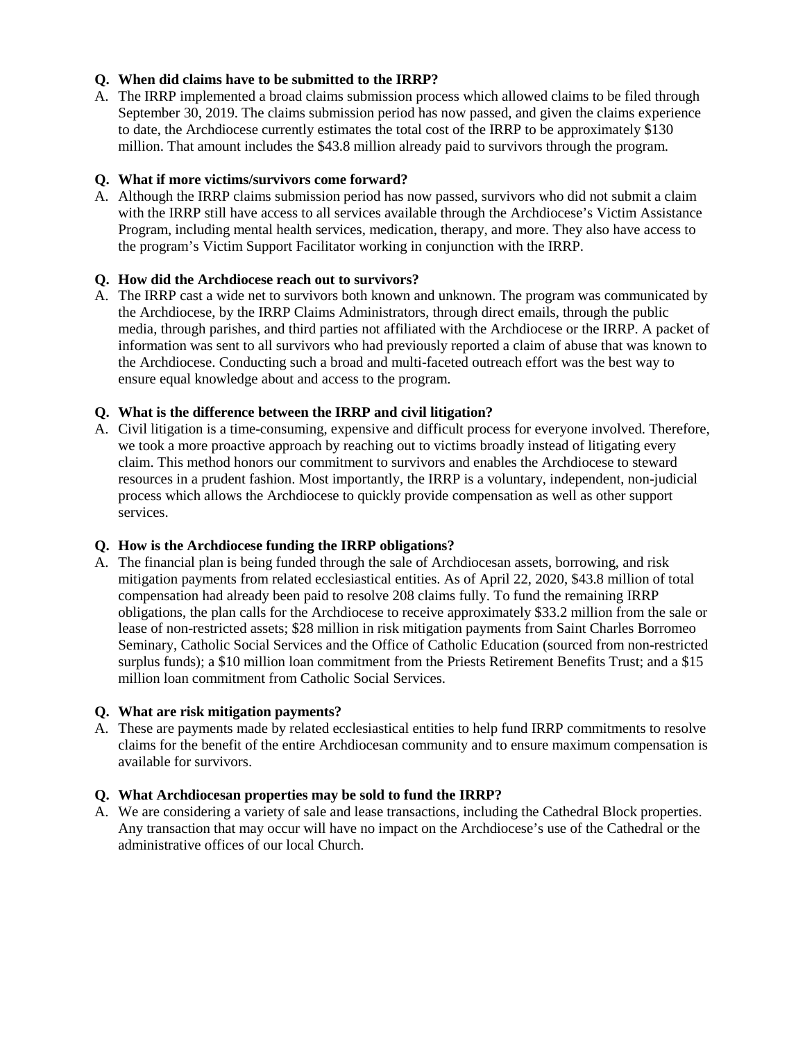**Q. When did claims have to be submitted to the IRRP?**

A. The IRRP implemented a broad claims submission process which allowed claims to be filed through September 30, 2019. The claims submission period has now passed, and given the claims experience to date, the Archdiocese currently estimates the total cost of the IRRP to be approximately $130 million. That amount includes the $43.8 million already paid to survivors through the program.

**Q. What if more victims/survivors come forward?**

A. Although the IRRP claims submission period has now passed, survivors who did not submit a claim with the IRRP still have access to all services available through the Archdiocese's Victim Assistance Program, including mental health services, medication, therapy, and more. They also have access to the program's Victim Support Facilitator working in conjunction with the IRRP.

**Q. How did the Archdiocese reach out to survivors?**

A. The IRRP cast a wide net to survivors both known and unknown. The program was communicated by the Archdiocese, by the IRRP Claims Administrators, through direct emails, through the public media, through parishes, and third parties not affiliated with the Archdiocese or the IRRP. A packet of information was sent to all survivors who had previously reported a claim of abuse that was known to the Archdiocese. Conducting such a broad and multi-faceted outreach effort was the best way to ensure equal knowledge about and access to the program.

**Q. What is the difference between the IRRP and civil litigation?**

A. Civil litigation is a time-consuming, expensive and difficult process for everyone involved. Therefore, we took a more proactive approach by reaching out to victims broadly instead of litigating every claim. This method honors our commitment to survivors and enables the Archdiocese to steward resources in a prudent fashion. Most importantly, the IRRP is a voluntary, independent, non-judicial process which allows the Archdiocese to quickly provide compensation as well as other support services.

**Q. How is the Archdiocese funding the IRRP obligations?**

A. The financial plan is being funded through the sale of Archdiocesan assets, borrowing, and risk mitigation payments from related ecclesiastical entities. As of April 22, 2020, $43.8 million of total compensation had already been paid to resolve 208 claims fully. To fund the remaining IRRP obligations, the plan calls for the Archdiocese to receive approximately $33.2 million from the sale or lease of non-restricted assets; $28 million in risk mitigation payments from Saint Charles Borromeo Seminary, Catholic Social Services and the Office of Catholic Education (sourced from non-restricted surplus funds); a $10 million loan commitment from the Priests Retirement Benefits Trust; and a $15 million loan commitment from Catholic Social Services.

**Q. What are risk mitigation payments?**

A. These are payments made by related ecclesiastical entities to help fund IRRP commitments to resolve claims for the benefit of the entire Archdiocesan community and to ensure maximum compensation is available for survivors.

**Q. What Archdiocesan properties may be sold to fund the IRRP?**

A. We are considering a variety of sale and lease transactions, including the Cathedral Block properties. Any transaction that may occur will have no impact on the Archdiocese's use of the Cathedral or the administrative offices of our local Church.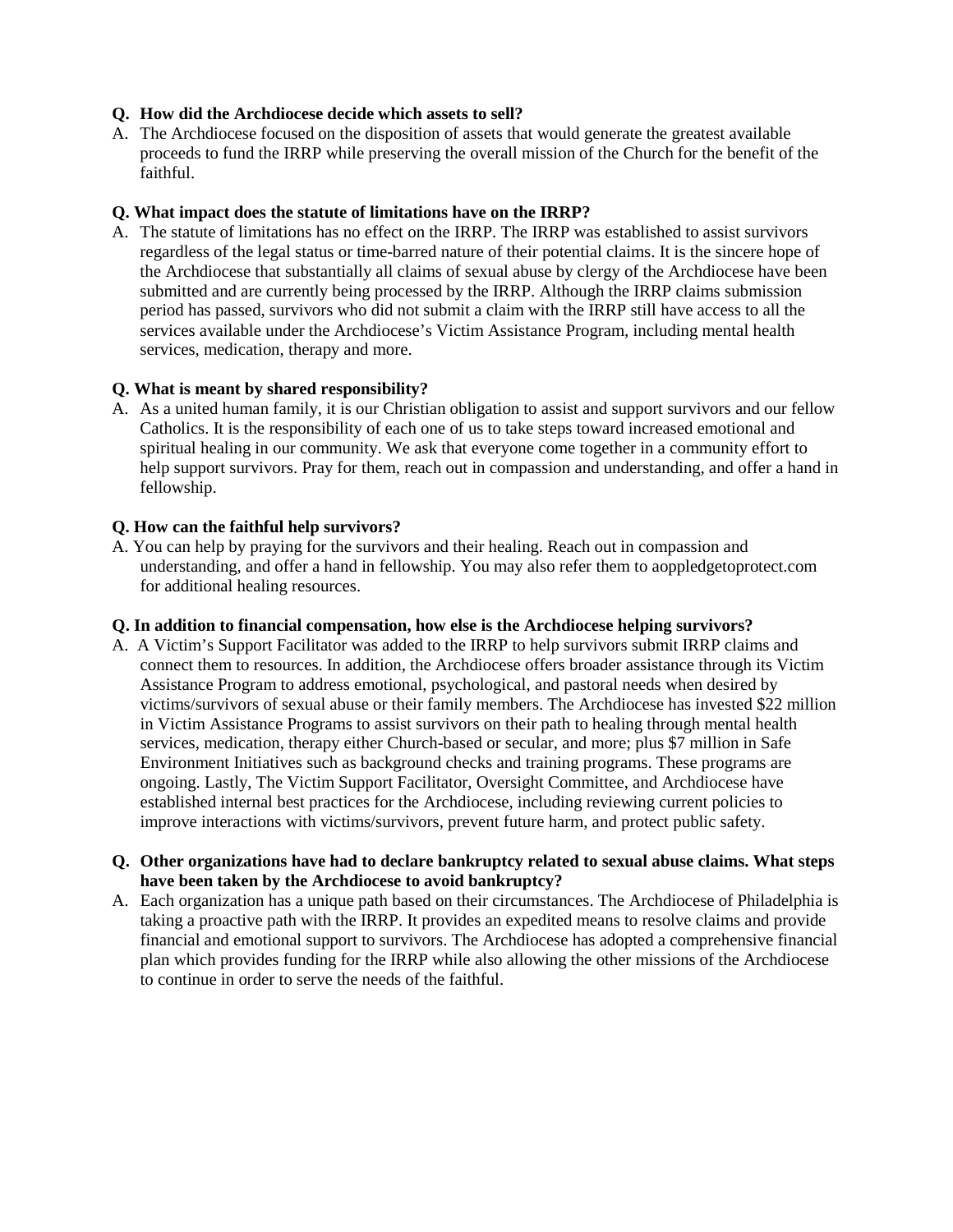**Q. How did the Archdiocese decide which assets to sell?**

A. The Archdiocese focused on the disposition of assets that would generate the greatest available proceeds to fund the IRRP while preserving the overall mission of the Church for the benefit of the faithful.

**Q. What impact does the statute of limitations have on the IRRP?**

A. The statute of limitations has no effect on the IRRP. The IRRP was established to assist survivors regardless of the legal status or time-barred nature of their potential claims. It is the sincere hope of the Archdiocese that substantially all claims of sexual abuse by clergy of the Archdiocese have been submitted and are currently being processed by the IRRP. Although the IRRP claims submission period has passed, survivors who did not submit a claim with the IRRP still have access to all the services available under the Archdiocese's Victim Assistance Program, including mental health services, medication, therapy and more.

**Q. What is meant by shared responsibility?**

A. As a united human family, it is our Christian obligation to assist and support survivors and our fellow Catholics. It is the responsibility of each one of us to take steps toward increased emotional and spiritual healing in our community. We ask that everyone come together in a community effort to help support survivors. Pray for them, reach out in compassion and understanding, and offer a hand in fellowship.

**Q. How can the faithful help survivors?**

A. You can help by praying for the survivors and their healing. Reach out in compassion and understanding, and offer a hand in fellowship. You may also refer them to aoppledgetoprotect.com for additional healing resources.

**Q. In addition to financial compensation, how else is the Archdiocese helping survivors?**

A. A Victim's Support Facilitator was added to the IRRP to help survivors submit IRRP claims and connect them to resources. In addition, the Archdiocese offers broader assistance through its Victim Assistance Program to address emotional, psychological, and pastoral needs when desired by victims/survivors of sexual abuse or their family members. The Archdiocese has invested $22 million in Victim Assistance Programs to assist survivors on their path to healing through mental health services, medication, therapy either Church-based or secular, and more; plus $7 million in Safe Environment Initiatives such as background checks and training programs. These programs are ongoing. Lastly, The Victim Support Facilitator, Oversight Committee, and Archdiocese have established internal best practices for the Archdiocese, including reviewing current policies to improve interactions with victims/survivors, prevent future harm, and protect public safety.

**Q. Other organizations have had to declare bankruptcy related to sexual abuse claims. What steps have been taken by the Archdiocese to avoid bankruptcy?**

A. Each organization has a unique path based on their circumstances. The Archdiocese of Philadelphia is taking a proactive path with the IRRP. It provides an expedited means to resolve claims and provide financial and emotional support to survivors. The Archdiocese has adopted a comprehensive financial plan which provides funding for the IRRP while also allowing the other missions of the Archdiocese to continue in order to serve the needs of the faithful.